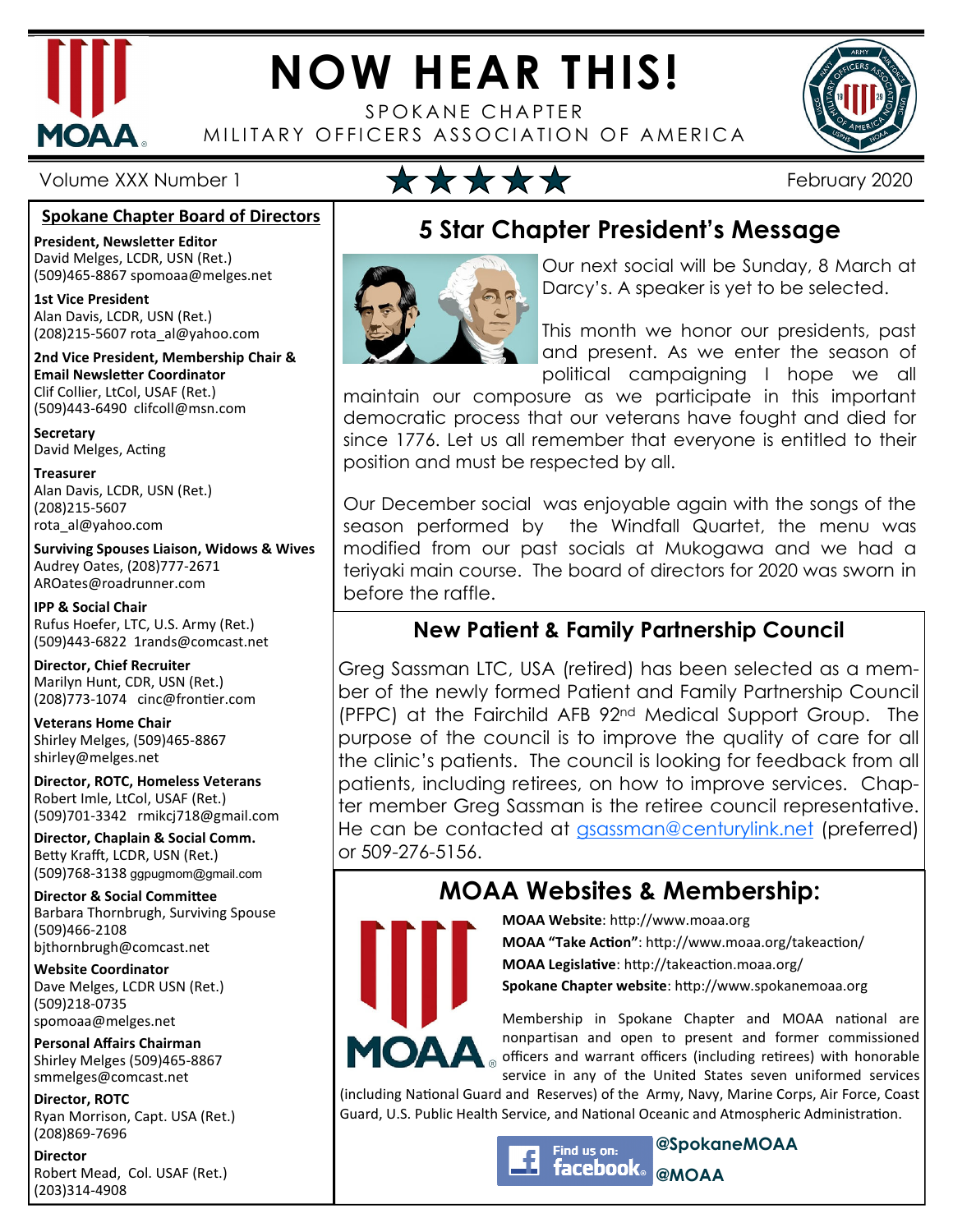# NOW HEAR THIS!

SPOKANE CHAPTER
MILITARY OFFICERS ASSOCIATION OF AMERICA

Volume XXX Number 1 — February 2020

## Spokane Chapter Board of Directors

**President, Newsletter Editor**
David Melges, LCDR, USN (Ret.)
(509)465-8867 spomoaa@melges.net

**1st Vice President**
Alan Davis, LCDR, USN (Ret.)
(208)215-5607 rota_al@yahoo.com

**2nd Vice President, Membership Chair & Email Newsletter Coordinator**
Clif Collier, LtCol, USAF (Ret.)
(509)443-6490 clifcoll@msn.com

**Secretary**
David Melges, Acting

**Treasurer**
Alan Davis, LCDR, USN (Ret.)
(208)215-5607
rota_al@yahoo.com

**Surviving Spouses Liaison, Widows & Wives**
Audrey Oates, (208)777-2671
AROates@roadrunner.com

**IPP & Social Chair**
Rufus Hoefer, LTC, U.S. Army (Ret.)
(509)443-6822 1rands@comcast.net

**Director, Chief Recruiter**
Marilyn Hunt, CDR, USN (Ret.)
(208)773-1074 cinc@frontier.com

**Veterans Home Chair**
Shirley Melges, (509)465-8867
shirley@melges.net

**Director, ROTC, Homeless Veterans**
Robert Imle, LtCol, USAF (Ret.)
(509)701-3342 rmikcj718@gmail.com

**Director, Chaplain & Social Comm.**
Betty Krafft, LCDR, USN (Ret.)
(509)768-3138 ggpugmom@gmail.com

**Director & Social Committee**
Barbara Thornbrugh, Surviving Spouse
(509)466-2108
bjthornbrugh@comcast.net

**Website Coordinator**
Dave Melges, LCDR USN (Ret.)
(509)218-0735
spomoaa@melges.net

**Personal Affairs Chairman**
Shirley Melges (509)465-8867
smmelges@comcast.net

**Director, ROTC**
Ryan Morrison, Capt. USA (Ret.)
(208)869-7696

**Director**
Robert Mead, Col. USAF (Ret.)
(203)314-4908

## 5 Star Chapter President's Message

Our next social will be Sunday, 8 March at Darcy's. A speaker is yet to be selected.

This month we honor our presidents, past and present. As we enter the season of political campaigning I hope we all maintain our composure as we participate in this important democratic process that our veterans have fought and died for since 1776. Let us all remember that everyone is entitled to their position and must be respected by all.

Our December social was enjoyable again with the songs of the season performed by the Windfall Quartet, the menu was modified from our past socials at Mukogawa and we had a teriyaki main course. The board of directors for 2020 was sworn in before the raffle.

## New Patient & Family Partnership Council

Greg Sassman LTC, USA (retired) has been selected as a member of the newly formed Patient and Family Partnership Council (PFPC) at the Fairchild AFB 92nd Medical Support Group. The purpose of the council is to improve the quality of care for all the clinic's patients. The council is looking for feedback from all patients, including retirees, on how to improve services. Chapter member Greg Sassman is the retiree council representative. He can be contacted at gsassman@centurylink.net (preferred) or 509-276-5156.

## MOAA Websites & Membership:

**MOAA Website**: http://www.moaa.org
**MOAA "Take Action"**: http://www.moaa.org/takeaction/
**MOAA Legislative**: http://takeaction.moaa.org/
**Spokane Chapter website**: http://www.spokanemoaa.org

Membership in Spokane Chapter and MOAA national are nonpartisan and open to present and former commissioned officers and warrant officers (including retirees) with honorable service in any of the United States seven uniformed services (including National Guard and Reserves) of the Army, Navy, Marine Corps, Air Force, Coast Guard, U.S. Public Health Service, and National Oceanic and Atmospheric Administration.

Find us on: facebook **@SpokaneMOAA** **@MOAA**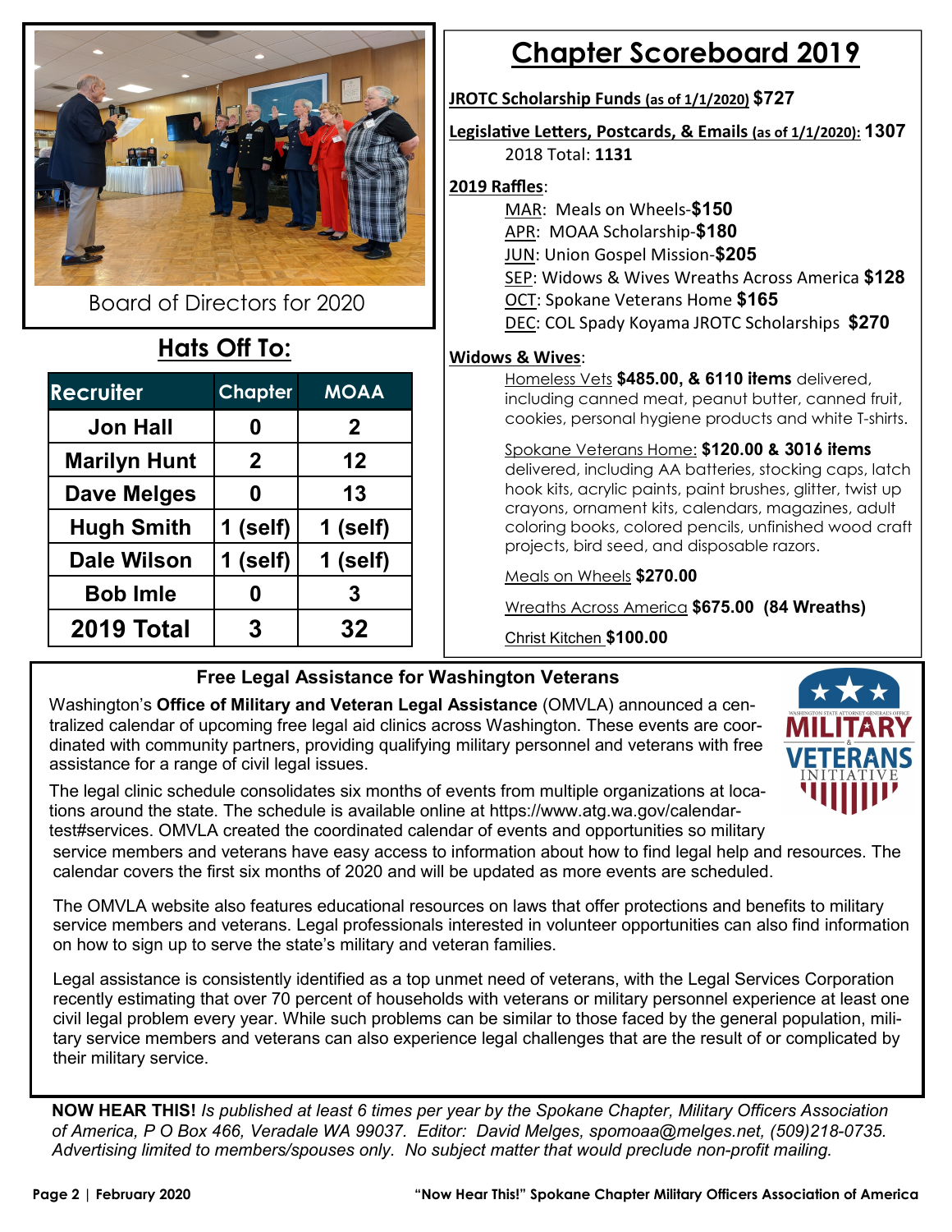Board of Directors for 2020

## Hats Off To:

| Recruiter | Chapter | MOAA |
|---|---|---|
| Jon Hall | 0 | 2 |
| Marilyn Hunt | 2 | 12 |
| Dave Melges | 0 | 13 |
| Hugh Smith | 1 (self) | 1 (self) |
| Dale Wilson | 1 (self) | 1 (self) |
| Bob Imle | 0 | 3 |
| 2019 Total | 3 | 32 |

## Chapter Scoreboard 2019

**JROTC Scholarship Funds (as of 1/1/2020) $727**

**Legislative Letters, Postcards, & Emails (as of 1/1/2020): 1307**

2018 Total: **1131**

**2019 Raffles**:

- MAR: Meals on Wheels-**$150**
- APR: MOAA Scholarship-**$180**
- JUN: Union Gospel Mission-**$205**
- SEP: Widows & Wives Wreaths Across America **$128**
- OCT: Spokane Veterans Home **$165**
- DEC: COL Spady Koyama JROTC Scholarships **$270**

**Widows & Wives**:

Homeless Vets **$485.00, & 6110 items** delivered, including canned meat, peanut butter, canned fruit, cookies, personal hygiene products and white T-shirts.

Spokane Veterans Home: **$120.00 & 3016 items** delivered, including AA batteries, stocking caps, latch hook kits, acrylic paints, paint brushes, glitter, twist up crayons, ornament kits, calendars, magazines, adult coloring books, colored pencils, unfinished wood craft projects, bird seed, and disposable razors.

Meals on Wheels **$270.00**

Wreaths Across America **$675.00 (84 Wreaths)**

Christ Kitchen **$100.00**

### Free Legal Assistance for Washington Veterans

Washington's **Office of Military and Veteran Legal Assistance** (OMVLA) announced a centralized calendar of upcoming free legal aid clinics across Washington. These events are coordinated with community partners, providing qualifying military personnel and veterans with free assistance for a range of civil legal issues.

The legal clinic schedule consolidates six months of events from multiple organizations at locations around the state. The schedule is available online at https://www.atg.wa.gov/calendar-test#services. OMVLA created the coordinated calendar of events and opportunities so military service members and veterans have easy access to information about how to find legal help and resources. The calendar covers the first six months of 2020 and will be updated as more events are scheduled.

The OMVLA website also features educational resources on laws that offer protections and benefits to military service members and veterans. Legal professionals interested in volunteer opportunities can also find information on how to sign up to serve the state's military and veteran families.

Legal assistance is consistently identified as a top unmet need of veterans, with the Legal Services Corporation recently estimating that over 70 percent of households with veterans or military personnel experience at least one civil legal problem every year. While such problems can be similar to those faced by the general population, military service members and veterans can also experience legal challenges that are the result of or complicated by their military service.

**NOW HEAR THIS!** *Is published at least 6 times per year by the Spokane Chapter, Military Officers Association of America, P O Box 466, Veradale WA 99037. Editor: David Melges, spomoaa@melges.net, (509)218-0735. Advertising limited to members/spouses only. No subject matter that would preclude non-profit mailing.*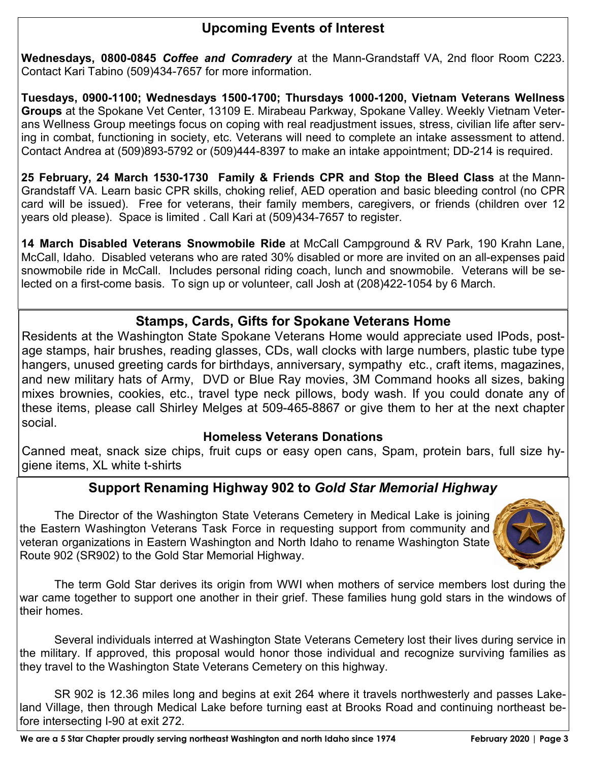## Upcoming Events of Interest

**Wednesdays, 0800-0845** ***Coffee and Comradery*** at the Mann-Grandstaff VA, 2nd floor Room C223. Contact Kari Tabino (509)434-7657 for more information.

**Tuesdays, 0900-1100; Wednesdays 1500-1700; Thursdays 1000-1200, Vietnam Veterans Wellness Groups** at the Spokane Vet Center, 13109 E. Mirabeau Parkway, Spokane Valley. Weekly Vietnam Veterans Wellness Group meetings focus on coping with real readjustment issues, stress, civilian life after serving in combat, functioning in society, etc. Veterans will need to complete an intake assessment to attend. Contact Andrea at (509)893-5792 or (509)444-8397 to make an intake appointment; DD-214 is required.

**25 February, 24 March 1530-1730 Family & Friends CPR and Stop the Bleed Class** at the Mann-Grandstaff VA. Learn basic CPR skills, choking relief, AED operation and basic bleeding control (no CPR card will be issued). Free for veterans, their family members, caregivers, or friends (children over 12 years old please). Space is limited . Call Kari at (509)434-7657 to register.

**14 March Disabled Veterans Snowmobile Ride** at McCall Campground & RV Park, 190 Krahn Lane, McCall, Idaho. Disabled veterans who are rated 30% disabled or more are invited on an all-expenses paid snowmobile ride in McCall. Includes personal riding coach, lunch and snowmobile. Veterans will be selected on a first-come basis. To sign up or volunteer, call Josh at (208)422-1054 by 6 March.

## Stamps, Cards, Gifts for Spokane Veterans Home

Residents at the Washington State Spokane Veterans Home would appreciate used IPods, postage stamps, hair brushes, reading glasses, CDs, wall clocks with large numbers, plastic tube type hangers, unused greeting cards for birthdays, anniversary, sympathy etc., craft items, magazines, and new military hats of Army, DVD or Blue Ray movies, 3M Command hooks all sizes, baking mixes brownies, cookies, etc., travel type neck pillows, body wash. If you could donate any of these items, please call Shirley Melges at 509-465-8867 or give them to her at the next chapter social.

### Homeless Veterans Donations

Canned meat, snack size chips, fruit cups or easy open cans, Spam, protein bars, full size hygiene items, XL white t-shirts

## Support Renaming Highway 902 to *Gold Star Memorial Highway*

The Director of the Washington State Veterans Cemetery in Medical Lake is joining the Eastern Washington Veterans Task Force in requesting support from community and veteran organizations in Eastern Washington and North Idaho to rename Washington State Route 902 (SR902) to the Gold Star Memorial Highway.

The term Gold Star derives its origin from WWI when mothers of service members lost during the war came together to support one another in their grief. These families hung gold stars in the windows of their homes.

Several individuals interred at Washington State Veterans Cemetery lost their lives during service in the military. If approved, this proposal would honor those individual and recognize surviving families as they travel to the Washington State Veterans Cemetery on this highway.

SR 902 is 12.36 miles long and begins at exit 264 where it travels northwesterly and passes Lakeland Village, then through Medical Lake before turning east at Brooks Road and continuing northeast before intersecting I-90 at exit 272.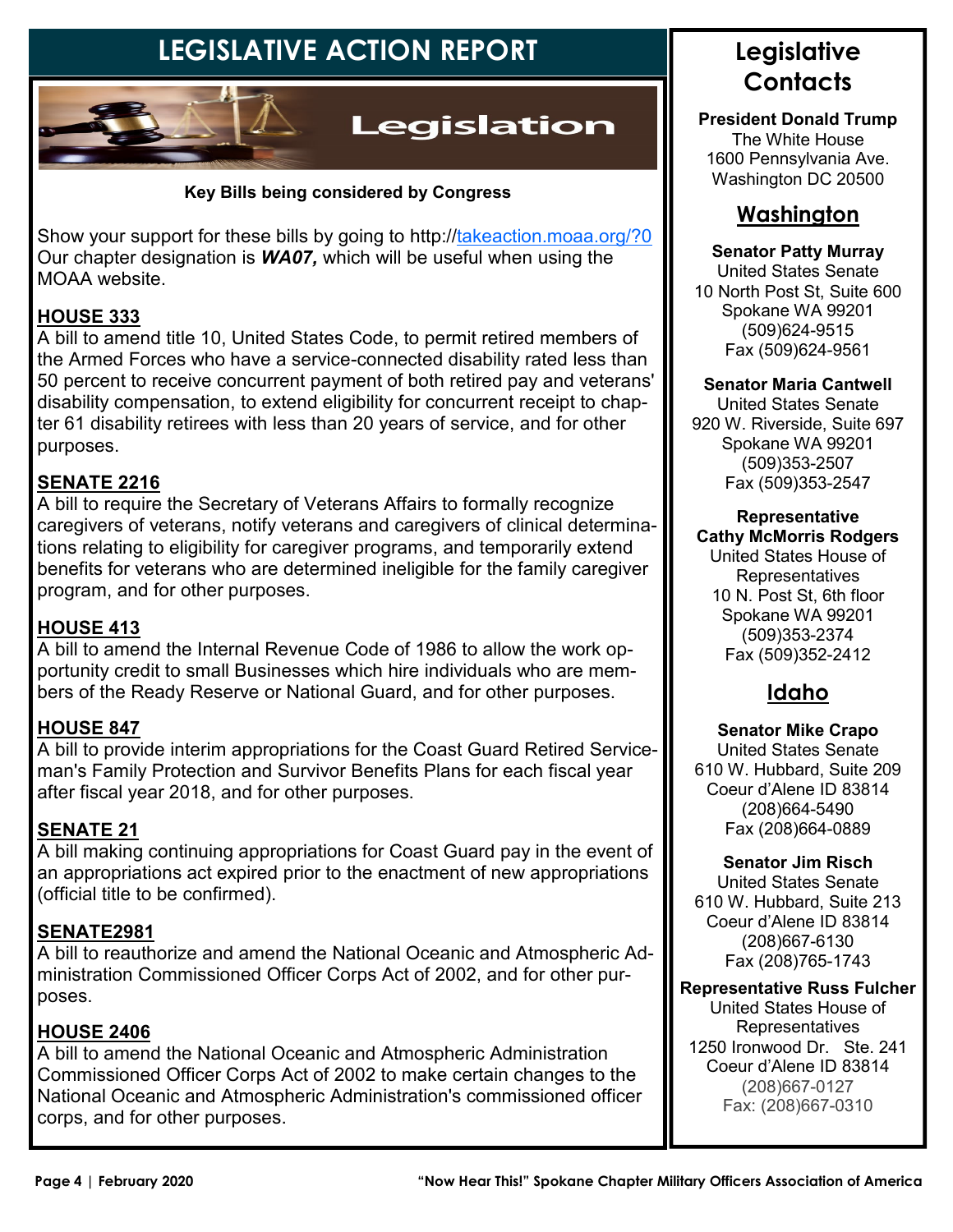# LEGISLATIVE ACTION REPORT

Legislation

**Key Bills being considered by Congress**

Show your support for these bills by going to http://takeaction.moaa.org/?0 Our chapter designation is ***WA07,*** which will be useful when using the MOAA website.

**HOUSE 333**

A bill to amend title 10, United States Code, to permit retired members of the Armed Forces who have a service-connected disability rated less than 50 percent to receive concurrent payment of both retired pay and veterans' disability compensation, to extend eligibility for concurrent receipt to chapter 61 disability retirees with less than 20 years of service, and for other purposes.

**SENATE 2216**

A bill to require the Secretary of Veterans Affairs to formally recognize caregivers of veterans, notify veterans and caregivers of clinical determinations relating to eligibility for caregiver programs, and temporarily extend benefits for veterans who are determined ineligible for the family caregiver program, and for other purposes.

**HOUSE 413**

A bill to amend the Internal Revenue Code of 1986 to allow the work opportunity credit to small Businesses which hire individuals who are members of the Ready Reserve or National Guard, and for other purposes.

**HOUSE 847**

A bill to provide interim appropriations for the Coast Guard Retired Serviceman's Family Protection and Survivor Benefits Plans for each fiscal year after fiscal year 2018, and for other purposes.

**SENATE 21**

A bill making continuing appropriations for Coast Guard pay in the event of an appropriations act expired prior to the enactment of new appropriations (official title to be confirmed).

**SENATE2981**

A bill to reauthorize and amend the National Oceanic and Atmospheric Administration Commissioned Officer Corps Act of 2002, and for other purposes.

**HOUSE 2406**

A bill to amend the National Oceanic and Atmospheric Administration Commissioned Officer Corps Act of 2002 to make certain changes to the National Oceanic and Atmospheric Administration's commissioned officer corps, and for other purposes.

## Legislative Contacts

**President Donald Trump**
The White House
1600 Pennsylvania Ave.
Washington DC 20500

### Washington

**Senator Patty Murray**
United States Senate
10 North Post St, Suite 600
Spokane WA 99201
(509)624-9515
Fax (509)624-9561

**Senator Maria Cantwell**
United States Senate
920 W. Riverside, Suite 697
Spokane WA 99201
(509)353-2507
Fax (509)353-2547

**Representative Cathy McMorris Rodgers**
United States House of Representatives
10 N. Post St, 6th floor
Spokane WA 99201
(509)353-2374
Fax (509)352-2412

### Idaho

**Senator Mike Crapo**
United States Senate
610 W. Hubbard, Suite 209
Coeur d'Alene ID 83814
(208)664-5490
Fax (208)664-0889

**Senator Jim Risch**
United States Senate
610 W. Hubbard, Suite 213
Coeur d'Alene ID 83814
(208)667-6130
Fax (208)765-1743

**Representative Russ Fulcher**
United States House of Representatives
1250 Ironwood Dr. Ste. 241
Coeur d'Alene ID 83814
(208)667-0127
Fax: (208)667-0310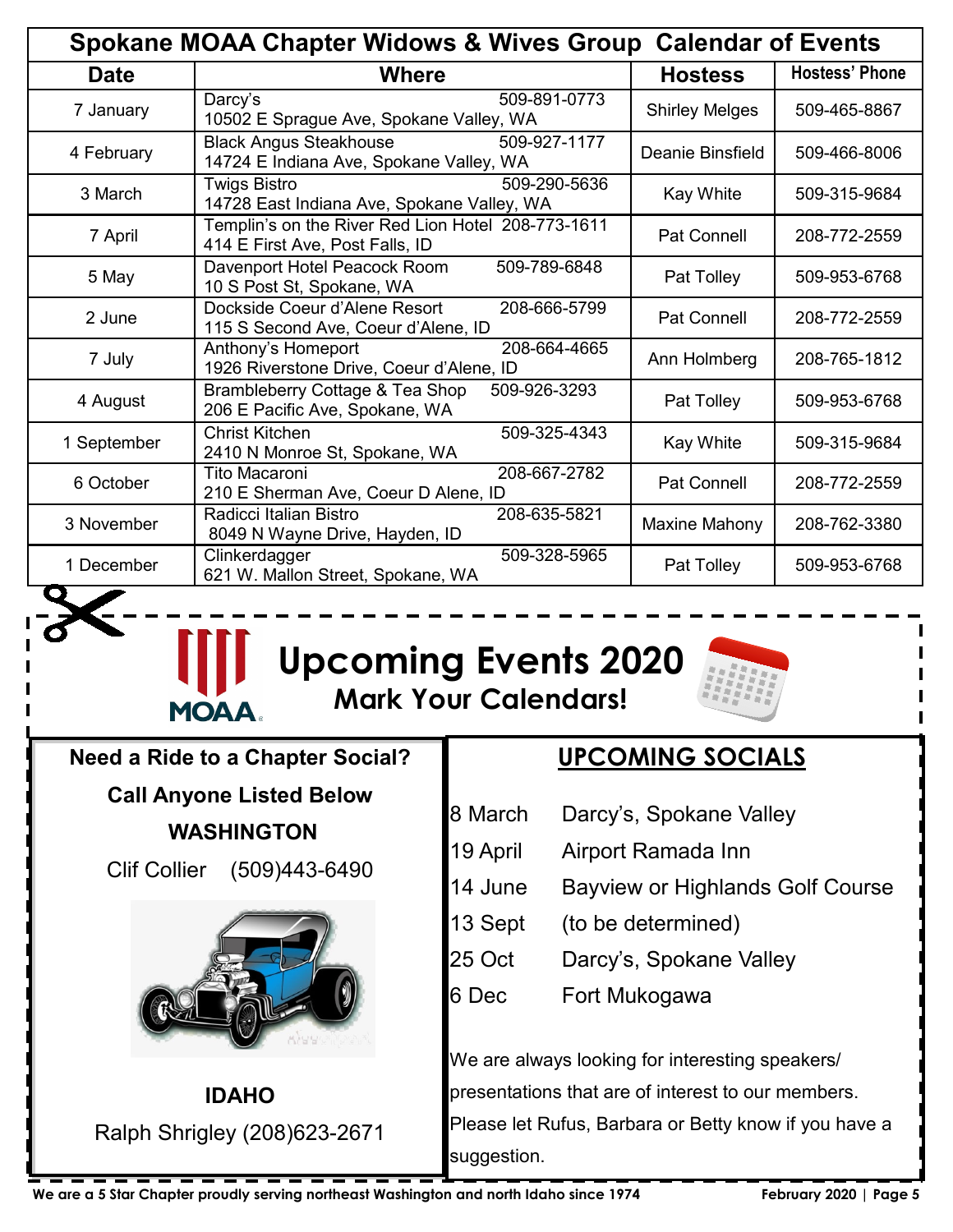## Spokane MOAA Chapter Widows & Wives Group Calendar of Events

| Date | Where | Hostess | Hostess' Phone |
|---|---|---|---|
| 7 January | Darcy's 509-891-0773<br>10502 E Sprague Ave, Spokane Valley, WA | Shirley Melges | 509-465-8867 |
| 4 February | Black Angus Steakhouse 509-927-1177<br>14724 E Indiana Ave, Spokane Valley, WA | Deanie Binsfield | 509-466-8006 |
| 3 March | Twigs Bistro 509-290-5636<br>14728 East Indiana Ave, Spokane Valley, WA | Kay White | 509-315-9684 |
| 7 April | Templin's on the River Red Lion Hotel 208-773-1611<br>414 E First Ave, Post Falls, ID | Pat Connell | 208-772-2559 |
| 5 May | Davenport Hotel Peacock Room 509-789-6848<br>10 S Post St, Spokane, WA | Pat Tolley | 509-953-6768 |
| 2 June | Dockside Coeur d'Alene Resort 208-666-5799<br>115 S Second Ave, Coeur d'Alene, ID | Pat Connell | 208-772-2559 |
| 7 July | Anthony's Homeport 208-664-4665<br>1926 Riverstone Drive, Coeur d'Alene, ID | Ann Holmberg | 208-765-1812 |
| 4 August | Brambleberry Cottage & Tea Shop 509-926-3293<br>206 E Pacific Ave, Spokane, WA | Pat Tolley | 509-953-6768 |
| 1 September | Christ Kitchen 509-325-4343<br>2410 N Monroe St, Spokane, WA | Kay White | 509-315-9684 |
| 6 October | Tito Macaroni 208-667-2782<br>210 E Sherman Ave, Coeur D Alene, ID | Pat Connell | 208-772-2559 |
| 3 November | Radicci Italian Bistro 208-635-5821<br>8049 N Wayne Drive, Hayden, ID | Maxine Mahony | 208-762-3380 |
| 1 December | Clinkerdagger 509-328-5965<br>621 W. Mallon Street, Spokane, WA | Pat Tolley | 509-953-6768 |

# Upcoming Events 2020

## Mark Your Calendars!

**Need a Ride to a Chapter Social?**

**Call Anyone Listed Below**

**WASHINGTON**

Clif Collier (509)443-6490

**IDAHO**

Ralph Shrigley (208)623-2671

## UPCOMING SOCIALS

| | |
|---|---|
| 8 March | Darcy's, Spokane Valley |
| 19 April | Airport Ramada Inn |
| 14 June | Bayview or Highlands Golf Course |
| 13 Sept | (to be determined) |
| 25 Oct | Darcy's, Spokane Valley |
| 6 Dec | Fort Mukogawa |

We are always looking for interesting speakers/ presentations that are of interest to our members. Please let Rufus, Barbara or Betty know if you have a suggestion.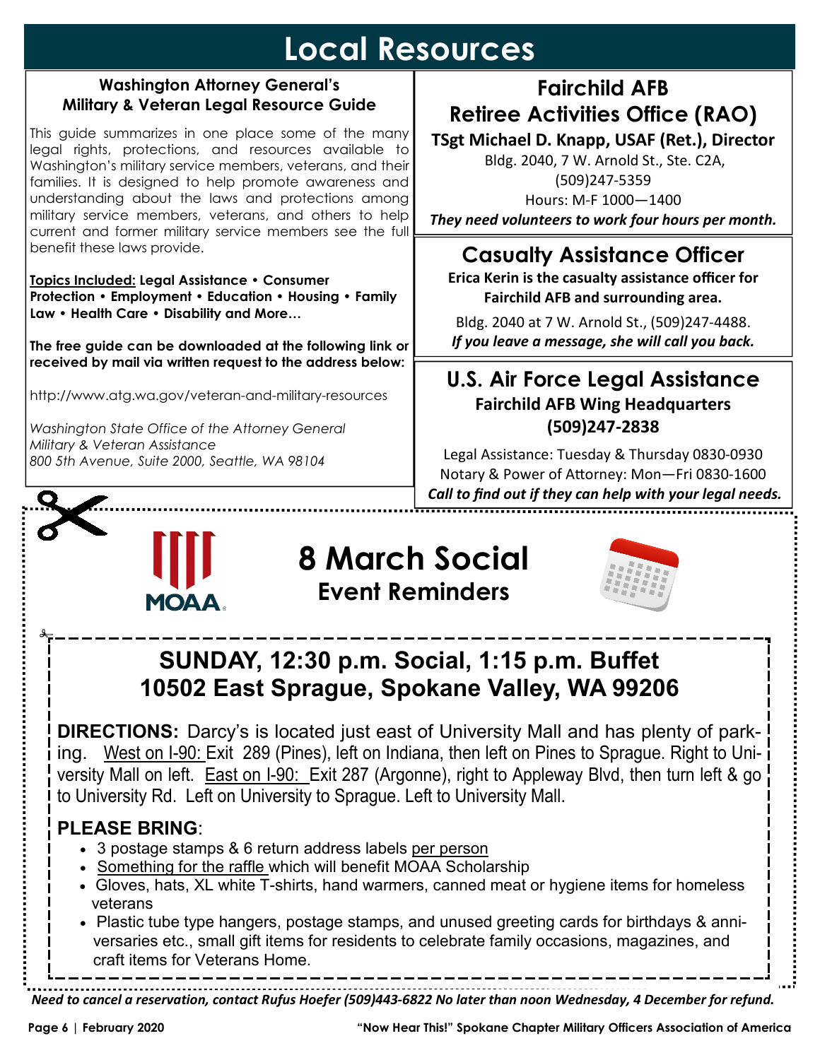# Local Resources

### Washington Attorney General's Military & Veteran Legal Resource Guide

This guide summarizes in one place some of the many legal rights, protections, and resources available to Washington's military service members, veterans, and their families. It is designed to help promote awareness and understanding about the laws and protections among military service members, veterans, and others to help current and former military service members see the full benefit these laws provide.

**Topics Included: Legal Assistance • Consumer Protection • Employment • Education • Housing • Family Law • Health Care • Disability and More…**

**The free guide can be downloaded at the following link or received by mail via written request to the address below:**

http://www.atg.wa.gov/veteran-and-military-resources

*Washington State Office of the Attorney General*
*Military & Veteran Assistance*
*800 5th Avenue, Suite 2000, Seattle, WA 98104*

## Fairchild AFB Retiree Activities Office (RAO)

**TSgt Michael D. Knapp, USAF (Ret.), Director**

Bldg. 2040, 7 W. Arnold St., Ste. C2A,
(509)247-5359
Hours: M-F 1000—1400

***They need volunteers to work four hours per month.***

## Casualty Assistance Officer

**Erica Kerin is the casualty assistance officer for Fairchild AFB and surrounding area.**

Bldg. 2040 at 7 W. Arnold St., (509)247-4488.
***If you leave a message, she will call you back.***

## U.S. Air Force Legal Assistance

**Fairchild AFB Wing Headquarters**
**(509)247-2838**

Legal Assistance: Tuesday & Thursday 0830-0930
Notary & Power of Attorney: Mon—Fri 0830-1600
***Call to find out if they can help with your legal needs.***

# 8 March Social

## Event Reminders

## SUNDAY, 12:30 p.m. Social, 1:15 p.m. Buffet
## 10502 East Sprague, Spokane Valley, WA 99206

**DIRECTIONS:** Darcy's is located just east of University Mall and has plenty of parking. West on I-90: Exit 289 (Pines), left on Indiana, then left on Pines to Sprague. Right to University Mall on left. East on I-90: Exit 287 (Argonne), right to Appleway Blvd, then turn left & go to University Rd. Left on University to Sprague. Left to University Mall.

**PLEASE BRING**:

- 3 postage stamps & 6 return address labels per person
- Something for the raffle which will benefit MOAA Scholarship
- Gloves, hats, XL white T-shirts, hand warmers, canned meat or hygiene items for homeless veterans
- Plastic tube type hangers, postage stamps, and unused greeting cards for birthdays & anniversaries etc., small gift items for residents to celebrate family occasions, magazines, and craft items for Veterans Home.

***Need to cancel a reservation, contact Rufus Hoefer (509)443-6822 No later than noon Wednesday, 4 December for refund.***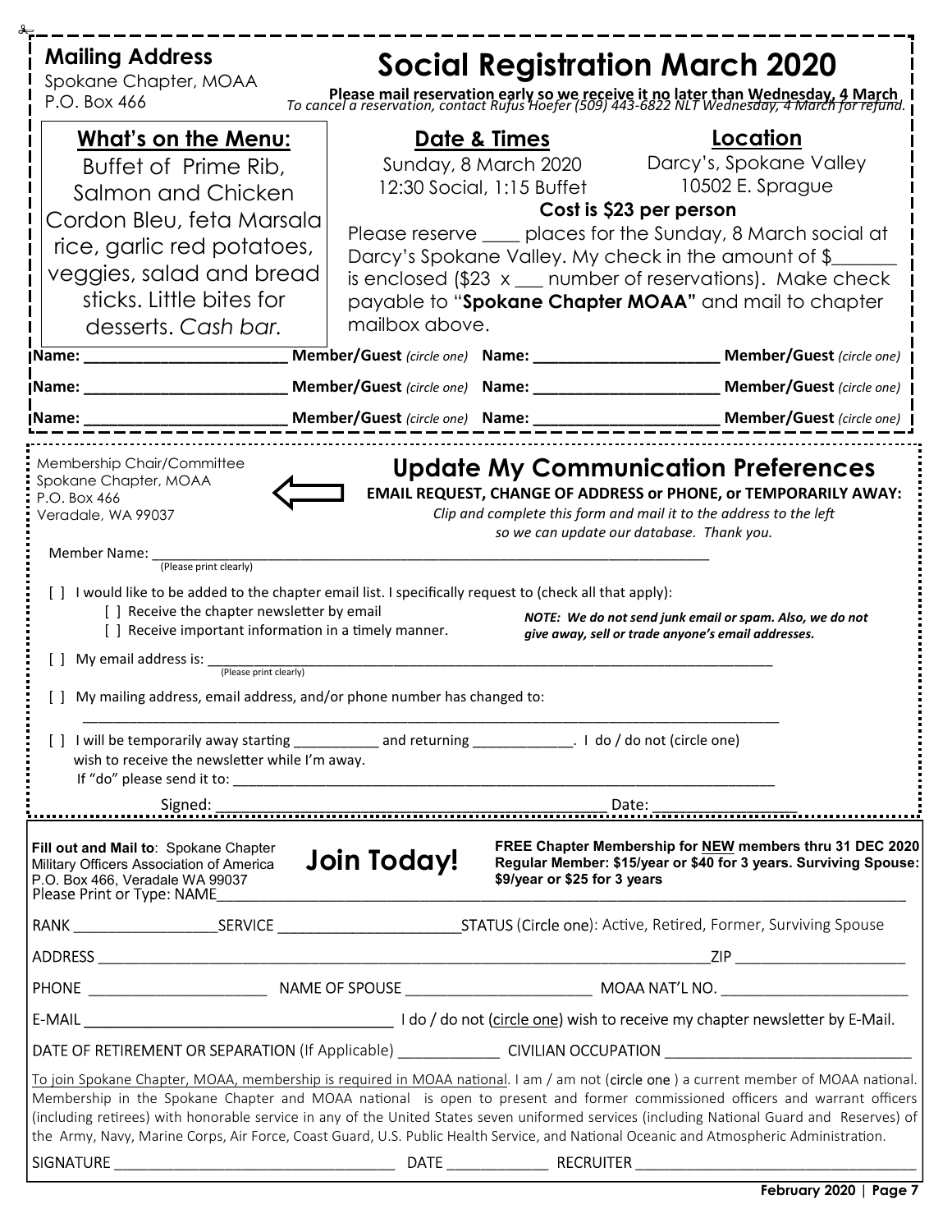**Mailing Address**
Spokane Chapter, MOAA
P.O. Box 466

# Social Registration March 2020

**Please mail reservation early so we receive it no later than Wednesday, 4 March**
*To cancel a reservation, contact Rufus Hoefer (509) 443-6822 NLT Wednesday, 4 March for refund.*

## What's on the Menu:

Buffet of Prime Rib, Salmon and Chicken Cordon Bleu, feta Marsala rice, garlic red potatoes, veggies, salad and bread sticks. Little bites for desserts. *Cash bar.*

## Date & Times

Sunday, 8 March 2020
12:30 Social, 1:15 Buffet

## Location

Darcy's, Spokane Valley
10502 E. Sprague

**Cost is $23 per person**

Please reserve ____ places for the Sunday, 8 March social at Darcy's Spokane Valley. My check in the amount of $_______ is enclosed ($23 x ___ number of reservations). Make check payable to "**Spokane Chapter MOAA"** and mail to chapter mailbox above.

**Name:** ________________________ **Member/Guest** *(circle one)* **Name:** ______________________ **Member/Guest** *(circle one)*

**Name:** ________________________ **Member/Guest** *(circle one)* **Name:** ______________________ **Member/Guest** *(circle one)*

**Name:** ________________________ **Member/Guest** *(circle one)* **Name:** ______________________ **Member/Guest** *(circle one)*

---

Membership Chair/Committee
Spokane Chapter, MOAA
P.O. Box 466
Veradale, WA 99037

# Update My Communication Preferences

**EMAIL REQUEST, CHANGE OF ADDRESS or PHONE, or TEMPORARILY AWAY:**

*Clip and complete this form and mail it to the address to the left so we can update our database. Thank you.*

Member Name: ______________________________________________________________________
(Please print clearly)

[ ] I would like to be added to the chapter email list. I specifically request to (check all that apply):

- [ ] Receive the chapter newsletter by email
- [ ] Receive important information in a timely manner.

***NOTE: We do not send junk email or spam. Also, we do not give away, sell or trade anyone's email addresses.***

[ ] My email address is: ______________________________________________________________________
(Please print clearly)

[ ] My mailing address, email address, and/or phone number has changed to:

______________________________________________________________________________________

[ ] I will be temporarily away starting ___________ and returning _____________. I do / do not (circle one) wish to receive the newsletter while I'm away.
If "do" please send it to: ______________________________________________________________________

Signed: _______________________________________________ Date: _________________

---

**Fill out and Mail to**: Spokane Chapter Military Officers Association of America P.O. Box 466, Veradale WA 99037

# Join Today!

**FREE Chapter Membership for NEW members thru 31 DEC 2020**
**Regular Member: $15/year or $40 for 3 years. Surviving Spouse: $9/year or $25 for 3 years**

Please Print or Type: NAME______________________________________________________________________

RANK _________________SERVICE _____________________STATUS (Circle one): Active, Retired, Former, Surviving Spouse

ADDRESS ________________________________________________________________________ZIP _____________________

PHONE _____________________ NAME OF SPOUSE ______________________ MOAA NAT'L NO. ______________________

E-MAIL ____________________________________ I do / do not (circle one) wish to receive my chapter newsletter by E-Mail.

DATE OF RETIREMENT OR SEPARATION (If Applicable) ____________ CIVILIAN OCCUPATION _____________________________

To join Spokane Chapter, MOAA, membership is required in MOAA national. I am / am not (circle one ) a current member of MOAA national. Membership in the Spokane Chapter and MOAA national is open to present and former commissioned officers and warrant officers (including retirees) with honorable service in any of the United States seven uniformed services (including National Guard and Reserves) of the Army, Navy, Marine Corps, Air Force, Coast Guard, U.S. Public Health Service, and National Oceanic and Atmospheric Administration.

SIGNATURE _________________________________ DATE ____________ RECRUITER _________________________________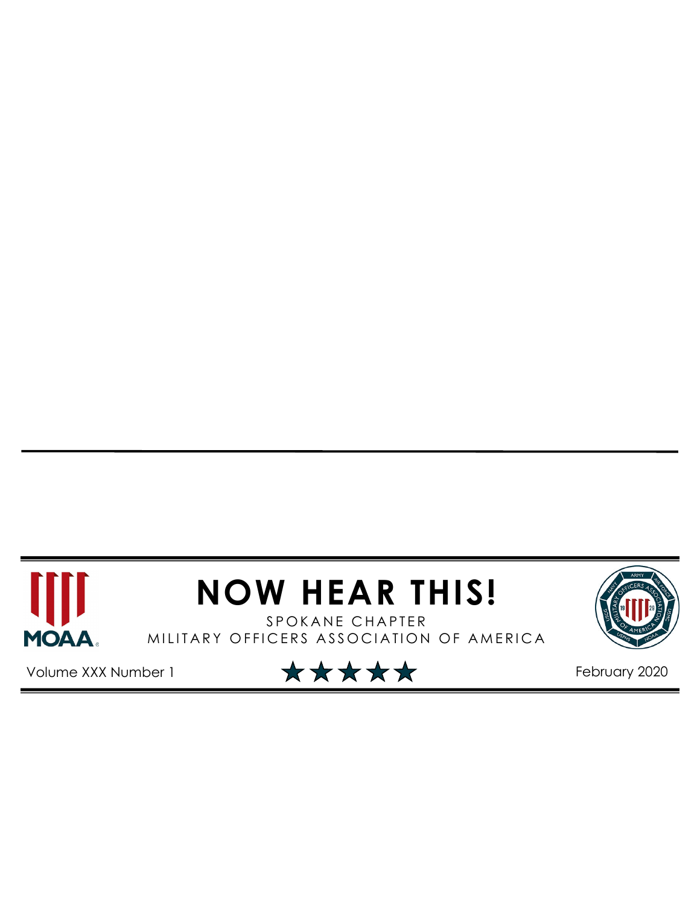# NOW HEAR THIS!

SPOKANE CHAPTER

MILITARY OFFICERS ASSOCIATION OF AMERICA

Volume XXX Number 1 ★★★★★ February 2020